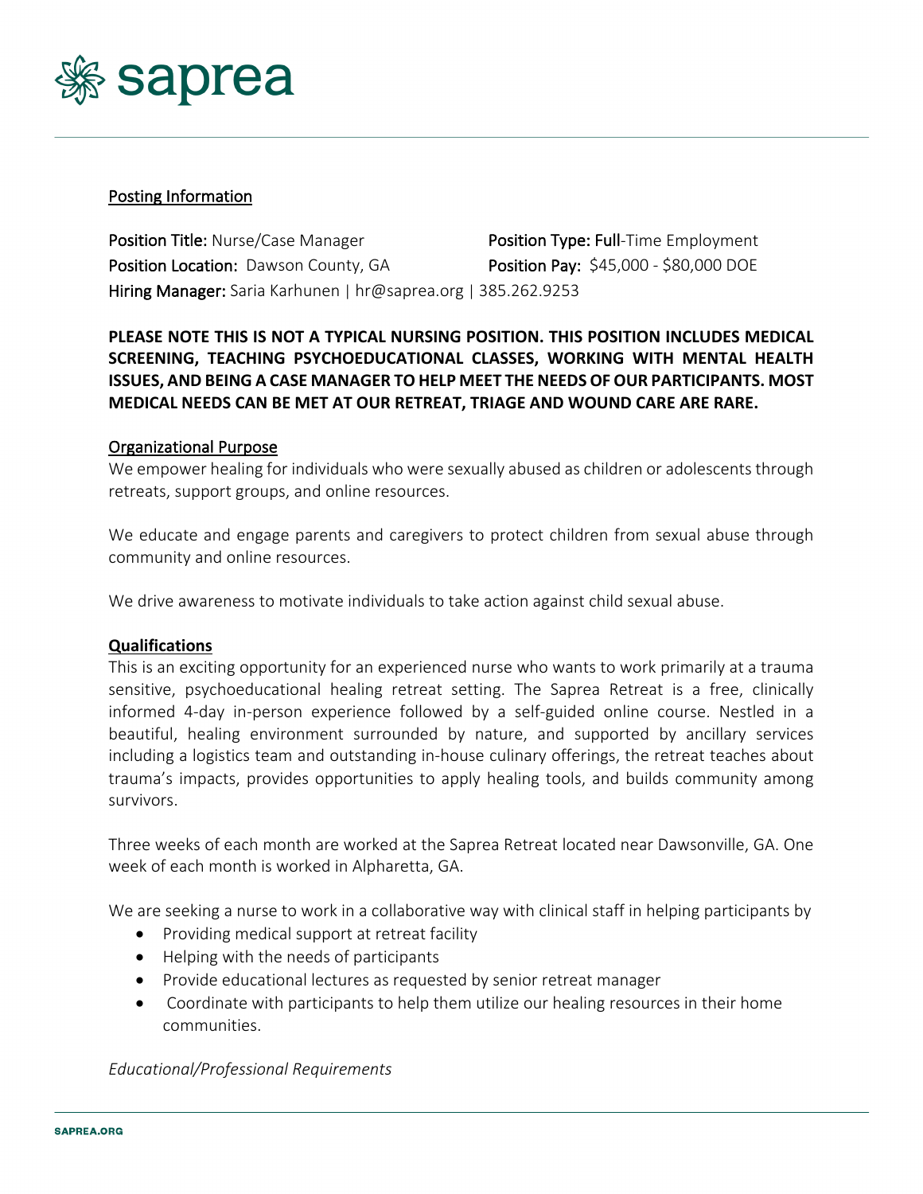saprea

Posting Information

**Position Title:** Nurse/Case Manager
**Position Type:** Full-Time Employment
**Position Location:** Dawson County, GA
**Position Pay:** $45,000 - $80,000 DOE
**Hiring Manager:** Saria Karhunen | hr@saprea.org | 385.262.9253

**PLEASE NOTE THIS IS NOT A TYPICAL NURSING POSITION. THIS POSITION INCLUDES MEDICAL SCREENING, TEACHING PSYCHOEDUCATIONAL CLASSES, WORKING WITH MENTAL HEALTH ISSUES, AND BEING A CASE MANAGER TO HELP MEET THE NEEDS OF OUR PARTICIPANTS. MOST MEDICAL NEEDS CAN BE MET AT OUR RETREAT, TRIAGE AND WOUND CARE ARE RARE.**

Organizational Purpose

We empower healing for individuals who were sexually abused as children or adolescents through retreats, support groups, and online resources.

We educate and engage parents and caregivers to protect children from sexual abuse through community and online resources.

We drive awareness to motivate individuals to take action against child sexual abuse.

**Qualifications**

This is an exciting opportunity for an experienced nurse who wants to work primarily at a trauma sensitive, psychoeducational healing retreat setting. The Saprea Retreat is a free, clinically informed 4-day in-person experience followed by a self-guided online course. Nestled in a beautiful, healing environment surrounded by nature, and supported by ancillary services including a logistics team and outstanding in-house culinary offerings, the retreat teaches about trauma's impacts, provides opportunities to apply healing tools, and builds community among survivors.

Three weeks of each month are worked at the Saprea Retreat located near Dawsonville, GA. One week of each month is worked in Alpharetta, GA.

We are seeking a nurse to work in a collaborative way with clinical staff in helping participants by

- Providing medical support at retreat facility
- Helping with the needs of participants
- Provide educational lectures as requested by senior retreat manager
- Coordinate with participants to help them utilize our healing resources in their home communities.

*Educational/Professional Requirements*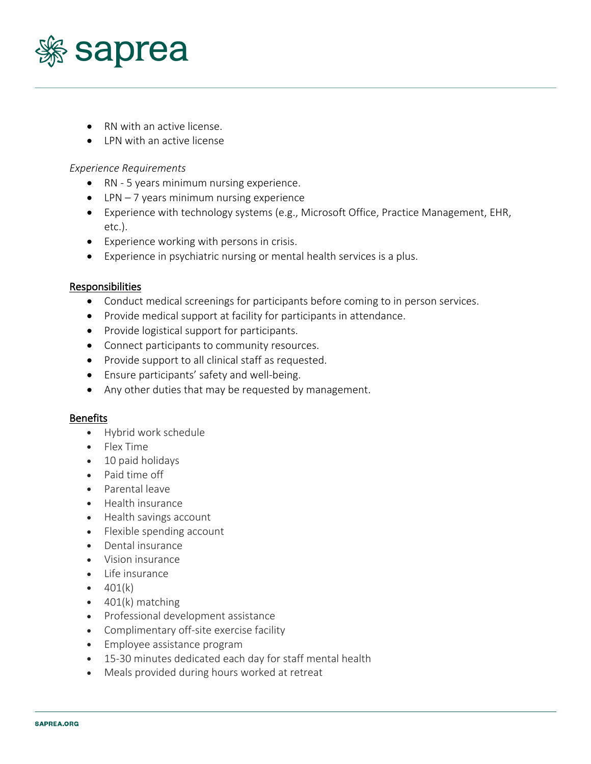- RN with an active license.
- LPN with an active license

*Experience Requirements*

- RN - 5 years minimum nursing experience.
- LPN – 7 years minimum nursing experience
- Experience with technology systems (e.g., Microsoft Office, Practice Management, EHR, etc.).
- Experience working with persons in crisis.
- Experience in psychiatric nursing or mental health services is a plus.

## Responsibilities

- Conduct medical screenings for participants before coming to in person services.
- Provide medical support at facility for participants in attendance.
- Provide logistical support for participants.
- Connect participants to community resources.
- Provide support to all clinical staff as requested.
- Ensure participants' safety and well-being.
- Any other duties that may be requested by management.

## Benefits

- Hybrid work schedule
- Flex Time
- 10 paid holidays
- Paid time off
- Parental leave
- Health insurance
- Health savings account
- Flexible spending account
- Dental insurance
- Vision insurance
- Life insurance
- 401(k)
- 401(k) matching
- Professional development assistance
- Complimentary off-site exercise facility
- Employee assistance program
- 15-30 minutes dedicated each day for staff mental health
- Meals provided during hours worked at retreat